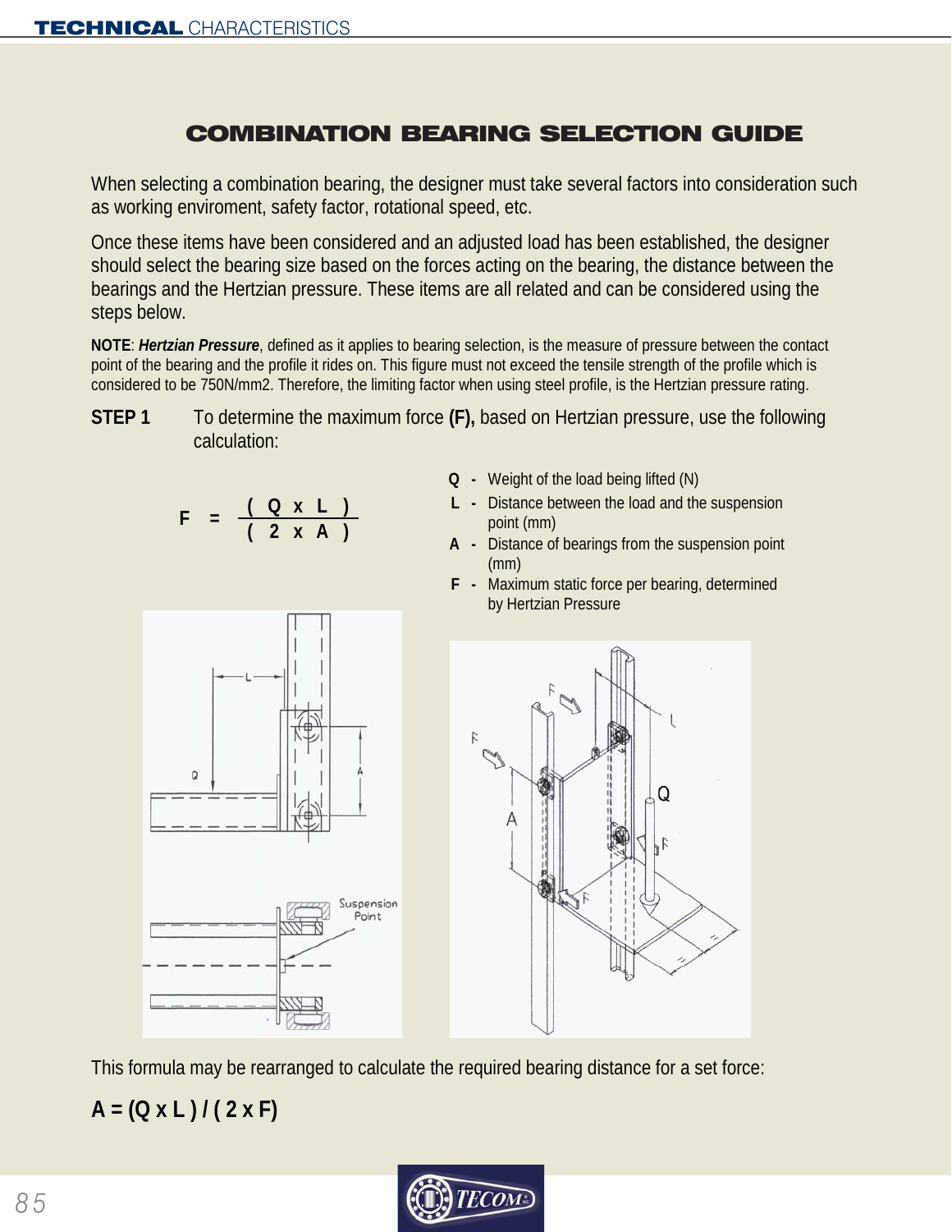# COMBINATION BEARING SELECTION GUIDE

When selecting a combination bearing, the designer must take several factors into consideration such as working enviroment, safety factor, rotational speed, etc.

Once these items have been considered and an adjusted load has been established, the designer should select the bearing size based on the forces acting on the bearing, the distance between the bearings and the Hertzian pressure. These items are all related and can be considered using the steps below.

**NOTE**: ***Hertzian Pressure***, defined as it applies to bearing selection, is the measure of pressure between the contact point of the bearing and the profile it rides on. This figure must not exceed the tensile strength of the profile which is considered to be 750N/mm2. Therefore, the limiting factor when using steel profile, is the Hertzian pressure rating.

**STEP 1** To determine the maximum force **(F),** based on Hertzian pressure, use the following calculation:

$$F = \frac{(Q \times L)}{(2 \times A)}$$

- **Q** - Weight of the load being lifted (N)
- **L** - Distance between the load and the suspension point (mm)
- **A** - Distance of bearings from the suspension point (mm)
- **F** - Maximum static force per bearing, determined by Hertzian Pressure

This formula may be rearranged to calculate the required bearing distance for a set force:

**$A = (Q \times L) / (2 \times F)$**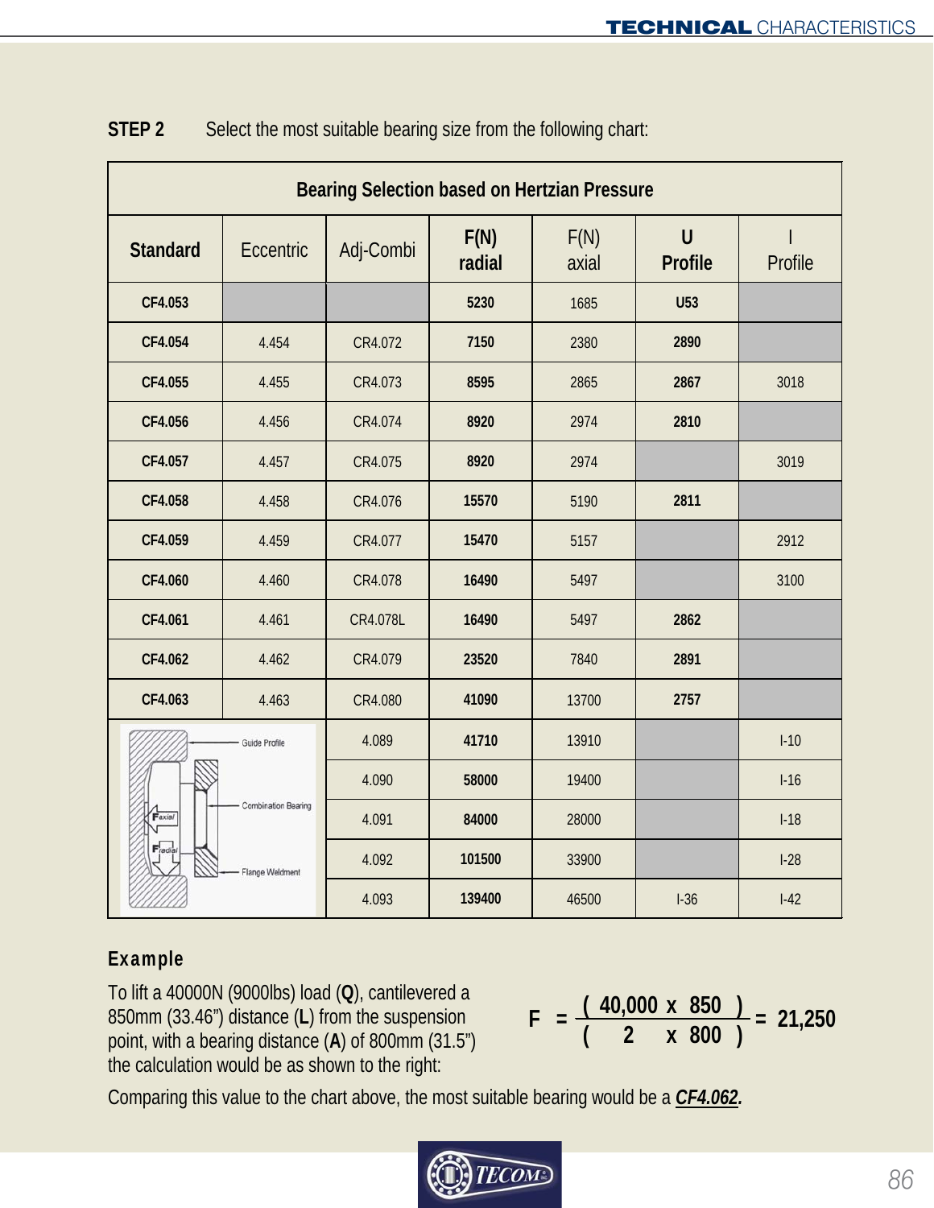**STEP 2** Select the most suitable bearing size from the following chart:

| Bearing Selection based on Hertzian Pressure | | | | | | |
|---|---|---|---|---|---|---|
| **Standard** | Eccentric | Adj-Combi | **F(N) radial** | F(N) axial | **U Profile** | I Profile |
| **CF4.053** | | | **5230** | 1685 | **U53** | |
| **CF4.054** | 4.454 | CR4.072 | **7150** | 2380 | **2890** | |
| **CF4.055** | 4.455 | CR4.073 | **8595** | 2865 | **2867** | 3018 |
| **CF4.056** | 4.456 | CR4.074 | **8920** | 2974 | **2810** | |
| **CF4.057** | 4.457 | CR4.075 | **8920** | 2974 | | 3019 |
| **CF4.058** | 4.458 | CR4.076 | **15570** | 5190 | **2811** | |
| **CF4.059** | 4.459 | CR4.077 | **15470** | 5157 | | 2912 |
| **CF4.060** | 4.460 | CR4.078 | **16490** | 5497 | | 3100 |
| **CF4.061** | 4.461 | CR4.078L | **16490** | 5497 | **2862** | |
| **CF4.062** | 4.462 | CR4.079 | **23520** | 7840 | **2891** | |
| **CF4.063** | 4.463 | CR4.080 | **41090** | 13700 | **2757** | |
| Guide Profile / Combination Bearing / Flange Weldment / $F_{axial}$ / $F_{radial}$ | | 4.089 | **41710** | 13910 | | I-10 |
| | | 4.090 | **58000** | 19400 | | I-16 |
| | | 4.091 | **84000** | 28000 | | I-18 |
| | | 4.092 | **101500** | 33900 | | I-28 |
| | | 4.093 | **139400** | 46500 | I-36 | I-42 |

**Example**

To lift a 40000N (9000lbs) load (**Q**), cantilevered a 850mm (33.46") distance (**L**) from the suspension point, with a bearing distance (**A**) of 800mm (31.5") the calculation would be as shown to the right:

$$\mathbf{F} = \frac{(\ 40{,}000 \times 850\ )}{(\ 2 \times 800\ )} = 21{,}250$$

Comparing this value to the chart above, the most suitable bearing would be a ***CF4.062***.